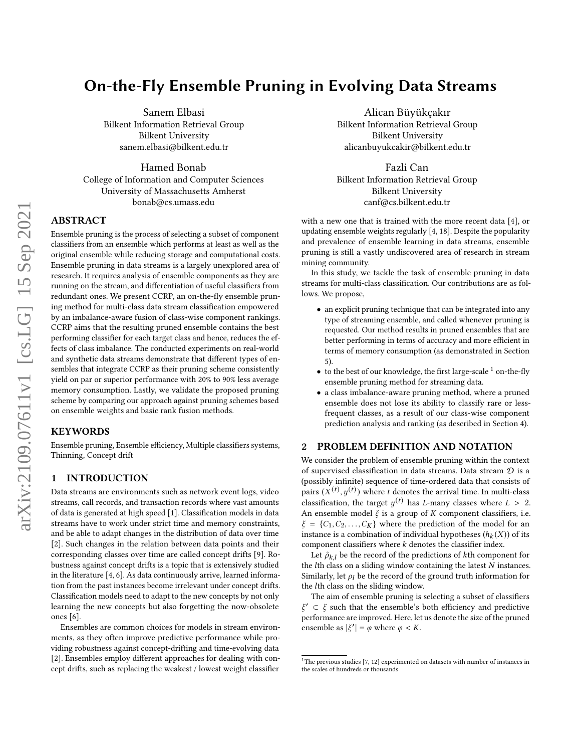# On-the-Fly Ensemble Pruning in Evolving Data Streams

Sanem Elbasi
Bilkent Information Retrieval Group
Bilkent University
sanem.elbasi@bilkent.edu.tr

Alican Büyükçakır
Bilkent Information Retrieval Group
Bilkent University
alicanbuyukcakir@bilkent.edu.tr

Hamed Bonab
College of Information and Computer Sciences
University of Massachusetts Amherst
bonab@cs.umass.edu

Fazli Can
Bilkent Information Retrieval Group
Bilkent University
canf@cs.bilkent.edu.tr

## ABSTRACT

Ensemble pruning is the process of selecting a subset of component classifiers from an ensemble which performs at least as well as the original ensemble while reducing storage and computational costs. Ensemble pruning in data streams is a largely unexplored area of research. It requires analysis of ensemble components as they are running on the stream, and differentiation of useful classifiers from redundant ones. We present CCRP, an on-the-fly ensemble pruning method for multi-class data stream classification empowered by an imbalance-aware fusion of class-wise component rankings. CCRP aims that the resulting pruned ensemble contains the best performing classifier for each target class and hence, reduces the effects of class imbalance. The conducted experiments on real-world and synthetic data streams demonstrate that different types of ensembles that integrate CCRP as their pruning scheme consistently yield on par or superior performance with 20% to 90% less average memory consumption. Lastly, we validate the proposed pruning scheme by comparing our approach against pruning schemes based on ensemble weights and basic rank fusion methods.

## KEYWORDS

Ensemble pruning, Ensemble efficiency, Multiple classifiers systems, Thinning, Concept drift

## 1 INTRODUCTION

Data streams are environments such as network event logs, video streams, call records, and transaction records where vast amounts of data is generated at high speed [1]. Classification models in data streams have to work under strict time and memory constraints, and be able to adapt changes in the distribution of data over time [2]. Such changes in the relation between data points and their corresponding classes over time are called concept drifts [9]. Robustness against concept drifts is a topic that is extensively studied in the literature [4, 6]. As data continuously arrive, learned information from the past instances become irrelevant under concept drifts. Classification models need to adapt to the new concepts by not only learning the new concepts but also forgetting the now-obsolete ones [6].

Ensembles are common choices for models in stream environments, as they often improve predictive performance while providing robustness against concept-drifting and time-evolving data [2]. Ensembles employ different approaches for dealing with concept drifts, such as replacing the weakest / lowest weight classifier with a new one that is trained with the more recent data [4], or updating ensemble weights regularly [4, 18]. Despite the popularity and prevalence of ensemble learning in data streams, ensemble pruning is still a vastly undiscovered area of research in stream mining community.

In this study, we tackle the task of ensemble pruning in data streams for multi-class classification. Our contributions are as follows. We propose,

- an explicit pruning technique that can be integrated into any type of streaming ensemble, and called whenever pruning is requested. Our method results in pruned ensembles that are better performing in terms of accuracy and more efficient in terms of memory consumption (as demonstrated in Section 5).
- to the best of our knowledge, the first large-scale [1] on-the-fly ensemble pruning method for streaming data.
- a class imbalance-aware pruning method, where a pruned ensemble does not lose its ability to classify rare or less-frequent classes, as a result of our class-wise component prediction analysis and ranking (as described in Section 4).

## 2 PROBLEM DEFINITION AND NOTATION

We consider the problem of ensemble pruning within the context of supervised classification in data streams. Data stream $\mathcal{D}$ is a (possibly infinite) sequence of time-ordered data that consists of pairs $(X^{(t)}, y^{(t)})$ where $t$ denotes the arrival time. In multi-class classification, the target $y^{(t)}$ has $L$-many classes where $L > 2$. An ensemble model $\xi$ is a group of $K$ component classifiers, i.e. $\xi = \{C_1, C_2, \ldots, C_K\}$ where the prediction of the model for an instance is a combination of individual hypotheses ($h_k(X)$) of its component classifiers where $k$ denotes the classifier index.

Let $\hat{\rho}_{k,l}$ be the record of the predictions of $k$th component for the $l$th class on a sliding window containing the latest $N$ instances. Similarly, let $\rho_l$ be the record of the ground truth information for the $l$th class on the sliding window.

The aim of ensemble pruning is selecting a subset of classifiers $\xi' \subset \xi$ such that the ensemble's both efficiency and predictive performance are improved. Here, let us denote the size of the pruned ensemble as $|\xi'| = \varphi$ where $\varphi < K$.

[1] The previous studies [7, 12] experimented on datasets with number of instances in the scales of hundreds or thousands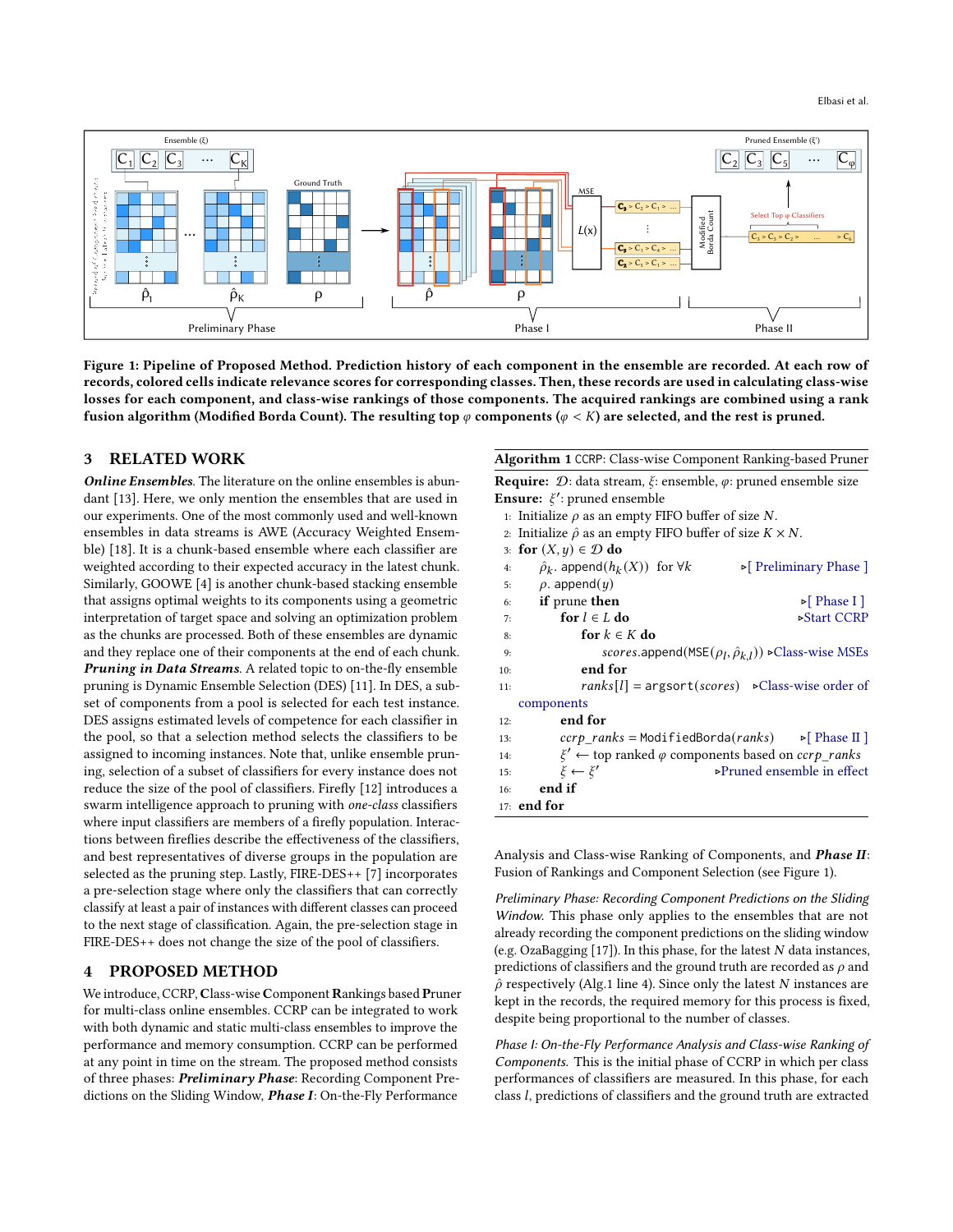Figure 1: Pipeline of Proposed Method. Prediction history of each component in the ensemble are recorded. At each row of records, colored cells indicate relevance scores for corresponding classes. Then, these records are used in calculating class-wise losses for each component, and class-wise rankings of those components. The acquired rankings are combined using a rank fusion algorithm (Modified Borda Count). The resulting top $\varphi$ components ($\varphi < K$) are selected, and the rest is pruned.

## 3 RELATED WORK

***Online Ensembles.*** The literature on the online ensembles is abundant [13]. Here, we only mention the ensembles that are used in our experiments. One of the most commonly used and well-known ensembles in data streams is AWE (Accuracy Weighted Ensemble) [18]. It is a chunk-based ensemble where each classifier are weighted according to their expected accuracy in the latest chunk. Similarly, GOOWE [4] is another chunk-based stacking ensemble that assigns optimal weights to its components using a geometric interpretation of target space and solving an optimization problem as the chunks are processed. Both of these ensembles are dynamic and they replace one of their components at the end of each chunk.

***Pruning in Data Streams.*** A related topic to on-the-fly ensemble pruning is Dynamic Ensemble Selection (DES) [11]. In DES, a subset of components from a pool is selected for each test instance. DES assigns estimated levels of competence for each classifier in the pool, so that a selection method selects the classifiers to be assigned to incoming instances. Note that, unlike ensemble pruning, selection of a subset of classifiers for every instance does not reduce the size of the pool of classifiers. Firefly [12] introduces a swarm intelligence approach to pruning with *one-class* classifiers where input classifiers are members of a firefly population. Interactions between fireflies describe the effectiveness of the classifiers, and best representatives of diverse groups in the population are selected as the pruning step. Lastly, FIRE-DES++ [7] incorporates a pre-selection stage where only the classifiers that can correctly classify at least a pair of instances with different classes can proceed to the next stage of classification. Again, the pre-selection stage in FIRE-DES++ does not change the size of the pool of classifiers.

## 4 PROPOSED METHOD

We introduce, CCRP, **C**lass-wise **C**omponent **R**ankings based **P**runer for multi-class online ensembles. CCRP can be integrated to work with both dynamic and static multi-class ensembles to improve the performance and memory consumption. CCRP can be performed at any point in time on the stream. The proposed method consists of three phases: ***Preliminary Phase***: Recording Component Predictions on the Sliding Window, ***Phase I***: On-the-Fly Performance Analysis and Class-wise Ranking of Components, and ***Phase II***: Fusion of Rankings and Component Selection (see Figure 1).

---

**Algorithm 1** CCRP: Class-wise Component Ranking-based Pruner

**Require:** $\mathcal{D}$: data stream, $\xi$: ensemble, $\varphi$: pruned ensemble size
**Ensure:** $\xi'$: pruned ensemble

```
1:  Initialize ρ as an empty FIFO buffer of size N.
2:  Initialize ρ̂ as an empty FIFO buffer of size K × N.
3:  for (X, y) ∈ D do
4:      ρ̂_k.append(h_k(X))  for ∀k              ▹[ Preliminary Phase ]
5:      ρ.append(y)
6:      if prune then                            ▹[ Phase I ]
7:          for l ∈ L do                         ▹Start CCRP
8:              for k ∈ K do
9:                  scores.append(MSE(ρ_l, ρ̂_{k,l}))  ▹Class-wise MSEs
10:             end for
11:             ranks[l] = argsort(scores)       ▹Class-wise order of components
12:         end for
13:         ccrp_ranks = ModifiedBorda(ranks)    ▹[ Phase II ]
14:         ξ' ← top ranked φ components based on ccrp_ranks
15:         ξ ← ξ'                               ▹Pruned ensemble in effect
16:     end if
17: end for
```

---

*Preliminary Phase: Recording Component Predictions on the Sliding Window.* This phase only applies to the ensembles that are not already recording the component predictions on the sliding window (e.g. OzaBagging [17]). In this phase, for the latest $N$ data instances, predictions of classifiers and the ground truth are recorded as $\rho$ and $\hat{\rho}$ respectively (Alg.1 line 4). Since only the latest $N$ instances are kept in the records, the required memory for this process is fixed, despite being proportional to the number of classes.

*Phase I: On-the-Fly Performance Analysis and Class-wise Ranking of Components.* This is the initial phase of CCRP in which per class performances of classifiers are measured. In this phase, for each class $l$, predictions of classifiers and the ground truth are extracted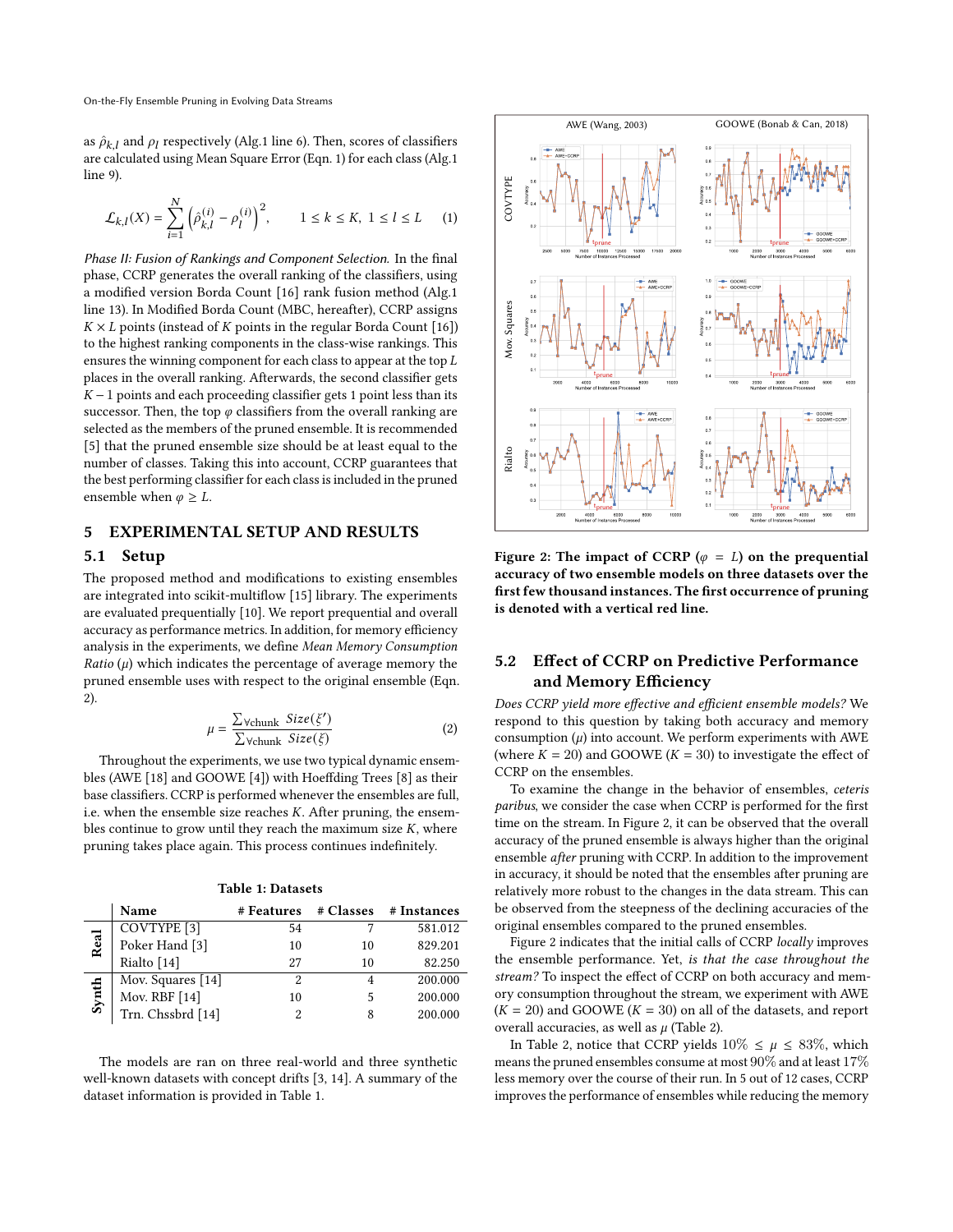as $\hat{\rho}_{k,l}$ and $\rho_l$ respectively (Alg.1 line 6). Then, scores of classifiers are calculated using Mean Square Error (Eqn. 1) for each class (Alg.1 line 9).

$$\mathcal{L}_{k,l}(X) = \sum_{i=1}^{N} \left(\hat{\rho}_{k,l}^{(i)} - \rho_l^{(i)}\right)^2, \qquad 1 \leq k \leq K,\ 1 \leq l \leq L \qquad (1)$$

*Phase II: Fusion of Rankings and Component Selection.* In the final phase, CCRP generates the overall ranking of the classifiers, using a modified version Borda Count [16] rank fusion method (Alg.1 line 13). In Modified Borda Count (MBC, hereafter), CCRP assigns $K \times L$ points (instead of $K$ points in the regular Borda Count [16]) to the highest ranking components in the class-wise rankings. This ensures the winning component for each class to appear at the top $L$ places in the overall ranking. Afterwards, the second classifier gets $K - 1$ points and each proceeding classifier gets 1 point less than its successor. Then, the top $\varphi$ classifiers from the overall ranking are selected as the members of the pruned ensemble. It is recommended [5] that the pruned ensemble size should be at least equal to the number of classes. Taking this into account, CCRP guarantees that the best performing classifier for each class is included in the pruned ensemble when $\varphi \geq L$.

## 5 EXPERIMENTAL SETUP AND RESULTS

### 5.1 Setup

The proposed method and modifications to existing ensembles are integrated into scikit-multiflow [15] library. The experiments are evaluated prequentially [10]. We report prequential and overall accuracy as performance metrics. In addition, for memory efficiency analysis in the experiments, we define *Mean Memory Consumption Ratio* ($\mu$) which indicates the percentage of average memory the pruned ensemble uses with respect to the original ensemble (Eqn. 2).

$$\mu = \frac{\sum_{\forall \text{chunk}} \ Size(\xi')}{\sum_{\forall \text{chunk}} \ Size(\xi)} \qquad (2)$$

Throughout the experiments, we use two typical dynamic ensembles (AWE [18] and GOOWE [4]) with Hoeffding Trees [8] as their base classifiers. CCRP is performed whenever the ensembles are full, i.e. when the ensemble size reaches $K$. After pruning, the ensembles continue to grow until they reach the maximum size $K$, where pruning takes place again. This process continues indefinitely.

**Table 1: Datasets**

| | Name | # Features | # Classes | # Instances |
|---|---|---|---|---|
| **Real** | COVTYPE [3] | 54 | 7 | 581.012 |
| | Poker Hand [3] | 10 | 10 | 829.201 |
| | Rialto [14] | 27 | 10 | 82.250 |
| **Synth** | Mov. Squares [14] | 2 | 4 | 200.000 |
| | Mov. RBF [14] | 10 | 5 | 200.000 |
| | Trn. Chssbrd [14] | 2 | 8 | 200.000 |

The models are ran on three real-world and three synthetic well-known datasets with concept drifts [3, 14]. A summary of the dataset information is provided in Table 1.

**Figure 2: The impact of CCRP ($\varphi = L$) on the prequential accuracy of two ensemble models on three datasets over the first few thousand instances. The first occurrence of pruning is denoted with a vertical red line.**

### 5.2 Effect of CCRP on Predictive Performance and Memory Efficiency

*Does CCRP yield more effective and efficient ensemble models?* We respond to this question by taking both accuracy and memory consumption ($\mu$) into account. We perform experiments with AWE (where $K = 20$) and GOOWE ($K = 30$) to investigate the effect of CCRP on the ensembles.

To examine the change in the behavior of ensembles, *ceteris paribus*, we consider the case when CCRP is performed for the first time on the stream. In Figure 2, it can be observed that the overall accuracy of the pruned ensemble is always higher than the original ensemble *after* pruning with CCRP. In addition to the improvement in accuracy, it should be noted that the ensembles after pruning are relatively more robust to the changes in the data stream. This can be observed from the steepness of the declining accuracies of the original ensembles compared to the pruned ensembles.

Figure 2 indicates that the initial calls of CCRP *locally* improves the ensemble performance. Yet, *is that the case throughout the stream?* To inspect the effect of CCRP on both accuracy and memory consumption throughout the stream, we experiment with AWE ($K = 20$) and GOOWE ($K = 30$) on all of the datasets, and report overall accuracies, as well as $\mu$ (Table 2).

In Table 2, notice that CCRP yields $10\% \leq \mu \leq 83\%$, which means the pruned ensembles consume at most $90\%$ and at least $17\%$ less memory over the course of their run. In 5 out of 12 cases, CCRP improves the performance of ensembles while reducing the memory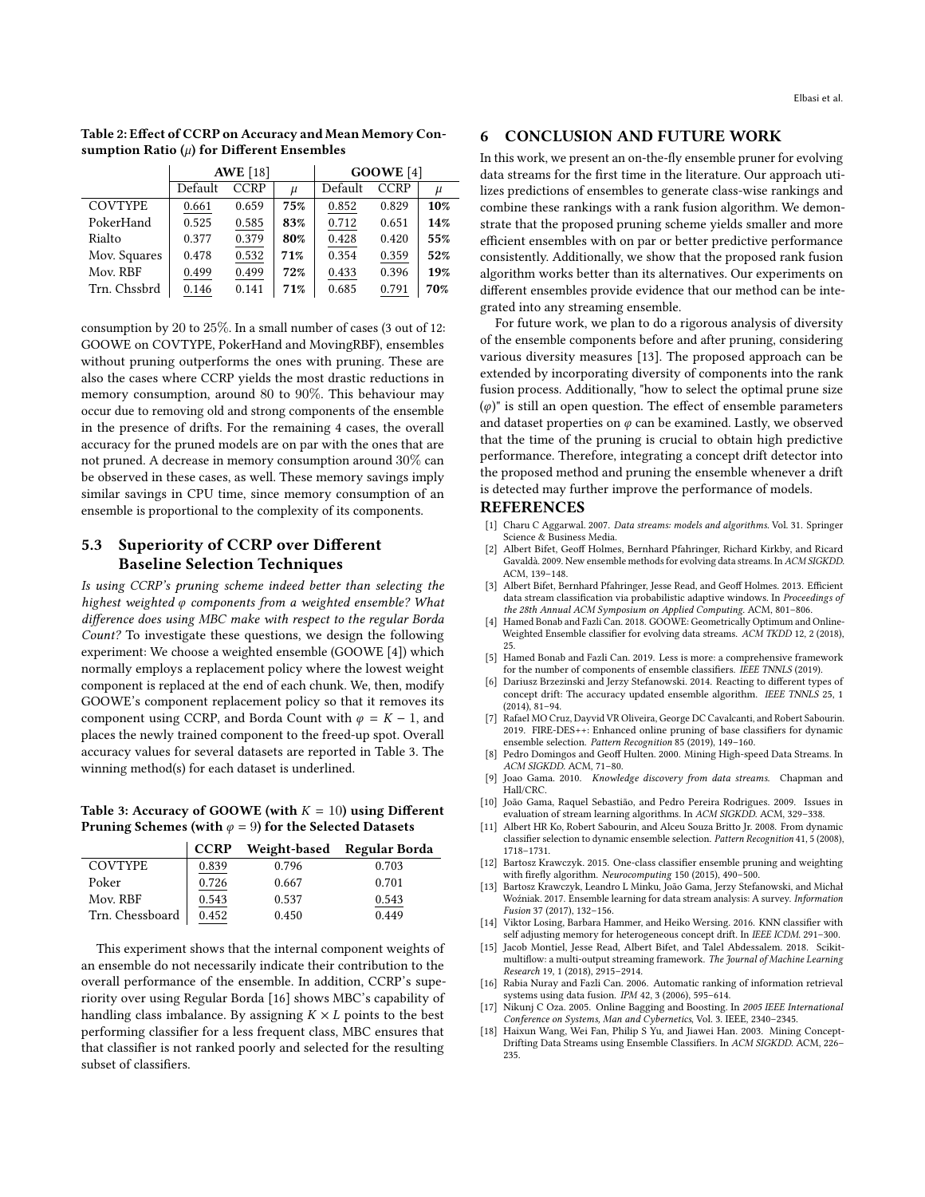Table 2: Effect of CCRP on Accuracy and Mean Memory Consumption Ratio ($\mu$) for Different Ensembles

| | AWE [18] | | | GOOWE [4] | | |
|---|---|---|---|---|---|---|
| | Default | CCRP | $\mu$ | Default | CCRP | $\mu$ |
| COVTYPE | 0.661 | 0.659 | **75%** | 0.852 | 0.829 | **10%** |
| PokerHand | 0.525 | 0.585 | **83%** | 0.712 | 0.651 | **14%** |
| Rialto | 0.377 | 0.379 | **80%** | 0.428 | 0.420 | **55%** |
| Mov. Squares | 0.478 | 0.532 | **71%** | 0.354 | 0.359 | **52%** |
| Mov. RBF | 0.499 | 0.499 | **72%** | 0.433 | 0.396 | **19%** |
| Trn. Chssbrd | 0.146 | 0.141 | **71%** | 0.685 | 0.791 | **70%** |

consumption by 20 to 25%. In a small number of cases (3 out of 12: GOOWE on COVTYPE, PokerHand and MovingRBF), ensembles without pruning outperforms the ones with pruning. These are also the cases where CCRP yields the most drastic reductions in memory consumption, around 80 to 90%. This behaviour may occur due to removing old and strong components of the ensemble in the presence of drifts. For the remaining 4 cases, the overall accuracy for the pruned models are on par with the ones that are not pruned. A decrease in memory consumption around 30% can be observed in these cases, as well. These memory savings imply similar savings in CPU time, since memory consumption of an ensemble is proportional to the complexity of its components.

## 5.3 Superiority of CCRP over Different Baseline Selection Techniques

*Is using CCRP's pruning scheme indeed better than selecting the highest weighted $\varphi$ components from a weighted ensemble? What difference does using MBC make with respect to the regular Borda Count?* To investigate these questions, we design the following experiment: We choose a weighted ensemble (GOOWE [4]) which normally employs a replacement policy where the lowest weight component is replaced at the end of each chunk. We, then, modify GOOWE's component replacement policy so that it removes its component using CCRP, and Borda Count with $\varphi = K - 1$, and places the newly trained component to the freed-up spot. Overall accuracy values for several datasets are reported in Table 3. The winning method(s) for each dataset is underlined.

Table 3: Accuracy of GOOWE (with $K = 10$) using Different Pruning Schemes (with $\varphi = 9$) for the Selected Datasets

| | CCRP | Weight-based | Regular Borda |
|---|---|---|---|
| COVTYPE | 0.839 | 0.796 | 0.703 |
| Poker | 0.726 | 0.667 | 0.701 |
| Mov. RBF | 0.543 | 0.537 | 0.543 |
| Trn. Chessboard | 0.452 | 0.450 | 0.449 |

This experiment shows that the internal component weights of an ensemble do not necessarily indicate their contribution to the overall performance of the ensemble. In addition, CCRP's superiority over using Regular Borda [16] shows MBC's capability of handling class imbalance. By assigning $K \times L$ points to the best performing classifier for a less frequent class, MBC ensures that that classifier is not ranked poorly and selected for the resulting subset of classifiers.

# 6 CONCLUSION AND FUTURE WORK

In this work, we present an on-the-fly ensemble pruner for evolving data streams for the first time in the literature. Our approach utilizes predictions of ensembles to generate class-wise rankings and combine these rankings with a rank fusion algorithm. We demonstrate that the proposed pruning scheme yields smaller and more efficient ensembles with on par or better predictive performance consistently. Additionally, we show that the proposed rank fusion algorithm works better than its alternatives. Our experiments on different ensembles provide evidence that our method can be integrated into any streaming ensemble.

For future work, we plan to do a rigorous analysis of diversity of the ensemble components before and after pruning, considering various diversity measures [13]. The proposed approach can be extended by incorporating diversity of components into the rank fusion process. Additionally, "how to select the optimal prune size ($\varphi$)" is still an open question. The effect of ensemble parameters and dataset properties on $\varphi$ can be examined. Lastly, we observed that the time of the pruning is crucial to obtain high predictive performance. Therefore, integrating a concept drift detector into the proposed method and pruning the ensemble whenever a drift is detected may further improve the performance of models.

## REFERENCES

[1] Charu C Aggarwal. 2007. *Data streams: models and algorithms*. Vol. 31. Springer Science & Business Media.

[2] Albert Bifet, Geoff Holmes, Bernhard Pfahringer, Richard Kirkby, and Ricard Gavaldà. 2009. New ensemble methods for evolving data streams. In *ACM SIGKDD*. ACM, 139–148.

[3] Albert Bifet, Bernhard Pfahringer, Jesse Read, and Geoff Holmes. 2013. Efficient data stream classification via probabilistic adaptive windows. In *Proceedings of the 28th Annual ACM Symposium on Applied Computing*. ACM, 801–806.

[4] Hamed Bonab and Fazli Can. 2018. GOOWE: Geometrically Optimum and Online-Weighted Ensemble classifier for evolving data streams. *ACM TKDD* 12, 2 (2018), 25.

[5] Hamed Bonab and Fazli Can. 2019. Less is more: a comprehensive framework for the number of components of ensemble classifiers. *IEEE TNNLS* (2019).

[6] Dariusz Brzezinski and Jerzy Stefanowski. 2014. Reacting to different types of concept drift: The accuracy updated ensemble algorithm. *IEEE TNNLS* 25, 1 (2014), 81–94.

[7] Rafael MO Cruz, Dayvid VR Oliveira, George DC Cavalcanti, and Robert Sabourin. 2019. FIRE-DES++: Enhanced online pruning of base classifiers for dynamic ensemble selection. *Pattern Recognition* 85 (2019), 149–160.

[8] Pedro Domingos and Geoff Hulten. 2000. Mining High-speed Data Streams. In *ACM SIGKDD*. ACM, 71–80.

[9] Joao Gama. 2010. *Knowledge discovery from data streams*. Chapman and Hall/CRC.

[10] João Gama, Raquel Sebastião, and Pedro Pereira Rodrigues. 2009. Issues in evaluation of stream learning algorithms. In *ACM SIGKDD*. ACM, 329–338.

[11] Albert HR Ko, Robert Sabourin, and Alceu Souza Britto Jr. 2008. From dynamic classifier selection to dynamic ensemble selection. *Pattern Recognition* 41, 5 (2008), 1718–1731.

[12] Bartosz Krawczyk. 2015. One-class classifier ensemble pruning and weighting with firefly algorithm. *Neurocomputing* 150 (2015), 490–500.

[13] Bartosz Krawczyk, Leandro L Minku, João Gama, Jerzy Stefanowski, and Michał Woźniak. 2017. Ensemble learning for data stream analysis: A survey. *Information Fusion* 37 (2017), 132–156.

[14] Viktor Losing, Barbara Hammer, and Heiko Wersing. 2016. KNN classifier with self adjusting memory for heterogeneous concept drift. In *IEEE ICDM*. 291–300.

[15] Jacob Montiel, Jesse Read, Albert Bifet, and Talel Abdessalem. 2018. Scikit-multiflow: a multi-output streaming framework. *The Journal of Machine Learning Research* 19, 1 (2018), 2915–2914.

[16] Rabia Nuray and Fazli Can. 2006. Automatic ranking of information retrieval systems using data fusion. *IPM* 42, 3 (2006), 595–614.

[17] Nikunj C Oza. 2005. Online Bagging and Boosting. In *2005 IEEE International Conference on Systems, Man and Cybernetics*, Vol. 3. IEEE, 2340–2345.

[18] Haixun Wang, Wei Fan, Philip S Yu, and Jiawei Han. 2003. Mining Concept-Drifting Data Streams using Ensemble Classifiers. In *ACM SIGKDD*. ACM, 226–235.